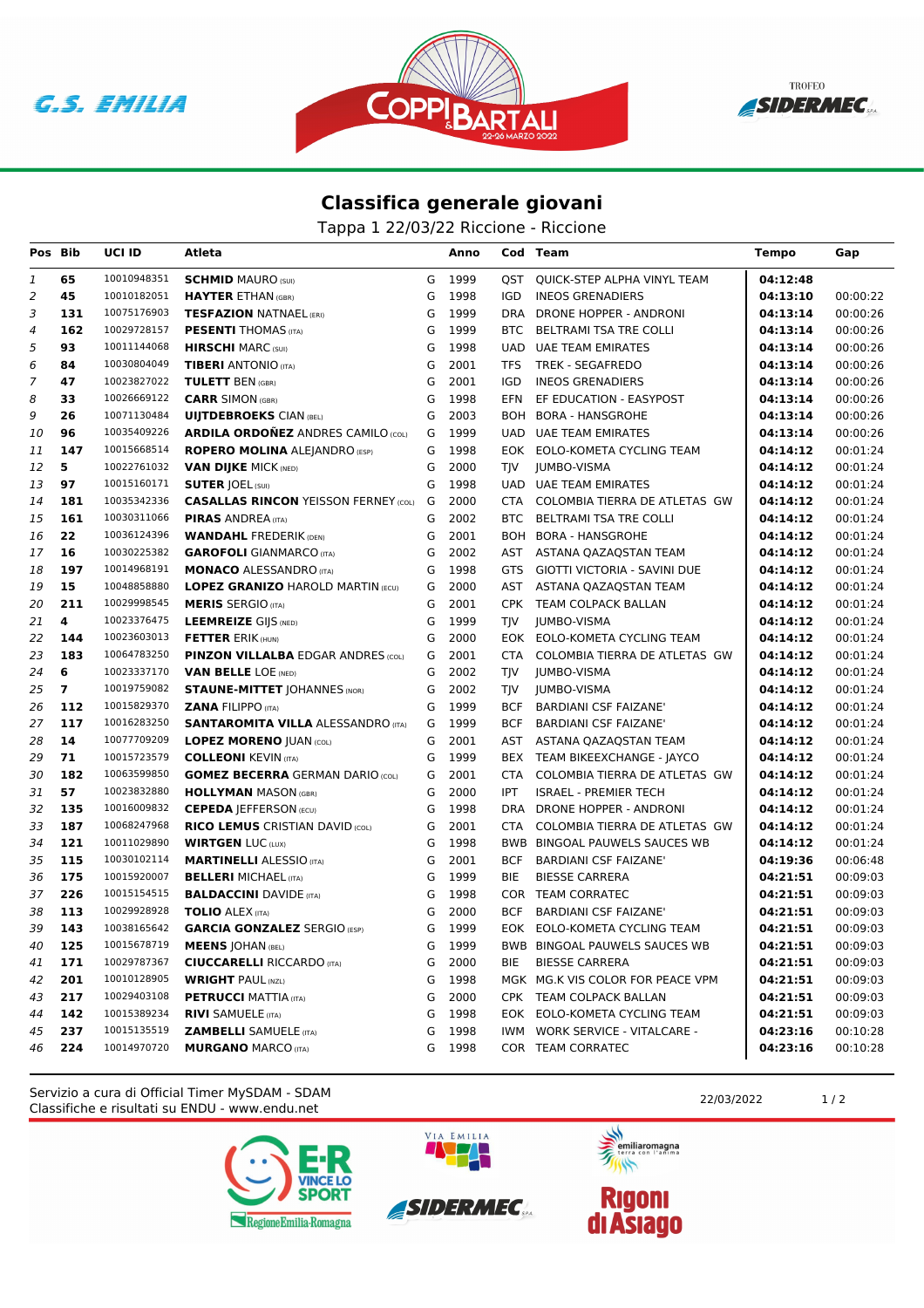## Classifica generale giovani

Tappa 1 22/03/22 Riccione - Riccione

| Pos | Bib | UCI ID | Atleta | | Anno | Cod | Team | Tempo | Gap |
|---|---|---|---|---|---|---|---|---|---|
| 1 | 65 | 10010948351 | **SCHMID** MAURO (SUI) | G | 1999 | QST | QUICK-STEP ALPHA VINYL TEAM | **04:12:48** | |
| 2 | 45 | 10010182051 | **HAYTER** ETHAN (GBR) | G | 1998 | IGD | INEOS GRENADIERS | **04:13:10** | 00:00:22 |
| 3 | 131 | 10075176903 | **TESFAZION** NATNAEL (ERI) | G | 1999 | DRA | DRONE HOPPER - ANDRONI | **04:13:14** | 00:00:26 |
| 4 | 162 | 10029728157 | **PESENTI** THOMAS (ITA) | G | 1999 | BTC | BELTRAMI TSA TRE COLLI | **04:13:14** | 00:00:26 |
| 5 | 93 | 10011144068 | **HIRSCHI** MARC (SUI) | G | 1998 | UAD | UAE TEAM EMIRATES | **04:13:14** | 00:00:26 |
| 6 | 84 | 10030804049 | **TIBERI** ANTONIO (ITA) | G | 2001 | TFS | TREK - SEGAFREDO | **04:13:14** | 00:00:26 |
| 7 | 47 | 10023827022 | **TULETT** BEN (GBR) | G | 2001 | IGD | INEOS GRENADIERS | **04:13:14** | 00:00:26 |
| 8 | 33 | 10026669122 | **CARR** SIMON (GBR) | G | 1998 | EFN | EF EDUCATION - EASYPOST | **04:13:14** | 00:00:26 |
| 9 | 26 | 10071130484 | **UIJTDEBROEKS** CIAN (BEL) | G | 2003 | BOH | BORA - HANSGROHE | **04:13:14** | 00:00:26 |
| 10 | 96 | 10035409226 | **ARDILA ORDOÑEZ** ANDRES CAMILO (COL) | G | 1999 | UAD | UAE TEAM EMIRATES | **04:13:14** | 00:00:26 |
| 11 | 147 | 10015668514 | **ROPERO MOLINA** ALEJANDRO (ESP) | G | 1998 | EOK | EOLO-KOMETA CYCLING TEAM | **04:14:12** | 00:01:24 |
| 12 | 5 | 10022761032 | **VAN DIJKE** MICK (NED) | G | 2000 | TJV | JUMBO-VISMA | **04:14:12** | 00:01:24 |
| 13 | 97 | 10015160171 | **SUTER** JOEL (SUI) | G | 1998 | UAD | UAE TEAM EMIRATES | **04:14:12** | 00:01:24 |
| 14 | 181 | 10035342336 | **CASALLAS RINCON** YEISSON FERNEY (COL) | G | 2000 | CTA | COLOMBIA TIERRA DE ATLETAS GW | **04:14:12** | 00:01:24 |
| 15 | 161 | 10030311066 | **PIRAS** ANDREA (ITA) | G | 2002 | BTC | BELTRAMI TSA TRE COLLI | **04:14:12** | 00:01:24 |
| 16 | 22 | 10036124396 | **WANDAHL** FREDERIK (DEN) | G | 2001 | BOH | BORA - HANSGROHE | **04:14:12** | 00:01:24 |
| 17 | 16 | 10030225382 | **GAROFOLI** GIANMARCO (ITA) | G | 2002 | AST | ASTANA QAZAQSTAN TEAM | **04:14:12** | 00:01:24 |
| 18 | 197 | 10014968191 | **MONACO** ALESSANDRO (ITA) | G | 1998 | GTS | GIOTTI VICTORIA - SAVINI DUE | **04:14:12** | 00:01:24 |
| 19 | 15 | 10048858880 | **LOPEZ GRANIZO** HAROLD MARTIN (ECU) | G | 2000 | AST | ASTANA QAZAQSTAN TEAM | **04:14:12** | 00:01:24 |
| 20 | 211 | 10029998545 | **MERIS** SERGIO (ITA) | G | 2001 | CPK | TEAM COLPACK BALLAN | **04:14:12** | 00:01:24 |
| 21 | 4 | 10023376475 | **LEEMREIZE** GIJS (NED) | G | 1999 | TJV | JUMBO-VISMA | **04:14:12** | 00:01:24 |
| 22 | 144 | 10023603013 | **FETTER** ERIK (HUN) | G | 2000 | EOK | EOLO-KOMETA CYCLING TEAM | **04:14:12** | 00:01:24 |
| 23 | 183 | 10064783250 | **PINZON VILLALBA** EDGAR ANDRES (COL) | G | 2001 | CTA | COLOMBIA TIERRA DE ATLETAS GW | **04:14:12** | 00:01:24 |
| 24 | 6 | 10023337170 | **VAN BELLE** LOE (NED) | G | 2002 | TJV | JUMBO-VISMA | **04:14:12** | 00:01:24 |
| 25 | 7 | 10019759082 | **STAUNE-MITTET** JOHANNES (NOR) | G | 2002 | TJV | JUMBO-VISMA | **04:14:12** | 00:01:24 |
| 26 | 112 | 10015829370 | **ZANA** FILIPPO (ITA) | G | 1999 | BCF | BARDIANI CSF FAIZANE' | **04:14:12** | 00:01:24 |
| 27 | 117 | 10016283250 | **SANTAROMITA VILLA** ALESSANDRO (ITA) | G | 1999 | BCF | BARDIANI CSF FAIZANE' | **04:14:12** | 00:01:24 |
| 28 | 14 | 10077709209 | **LOPEZ MORENO** JUAN (COL) | G | 2001 | AST | ASTANA QAZAQSTAN TEAM | **04:14:12** | 00:01:24 |
| 29 | 71 | 10015723579 | **COLLEONI** KEVIN (ITA) | G | 1999 | BEX | TEAM BIKEEXCHANGE - JAYCO | **04:14:12** | 00:01:24 |
| 30 | 182 | 10063599850 | **GOMEZ BECERRA** GERMAN DARIO (COL) | G | 2001 | CTA | COLOMBIA TIERRA DE ATLETAS GW | **04:14:12** | 00:01:24 |
| 31 | 57 | 10023832880 | **HOLLYMAN** MASON (GBR) | G | 2000 | IPT | ISRAEL - PREMIER TECH | **04:14:12** | 00:01:24 |
| 32 | 135 | 10016009832 | **CEPEDA** JEFFERSON (ECU) | G | 1998 | DRA | DRONE HOPPER - ANDRONI | **04:14:12** | 00:01:24 |
| 33 | 187 | 10068247968 | **RICO LEMUS** CRISTIAN DAVID (COL) | G | 2001 | CTA | COLOMBIA TIERRA DE ATLETAS GW | **04:14:12** | 00:01:24 |
| 34 | 121 | 10011029890 | **WIRTGEN** LUC (LUX) | G | 1998 | BWB | BINGOAL PAUWELS SAUCES WB | **04:14:12** | 00:01:24 |
| 35 | 115 | 10030102114 | **MARTINELLI** ALESSIO (ITA) | G | 2001 | BCF | BARDIANI CSF FAIZANE' | **04:19:36** | 00:06:48 |
| 36 | 175 | 10015920007 | **BELLERI** MICHAEL (ITA) | G | 1999 | BIE | BIESSE CARRERA | **04:21:51** | 00:09:03 |
| 37 | 226 | 10015154515 | **BALDACCINI** DAVIDE (ITA) | G | 1998 | COR | TEAM CORRATEC | **04:21:51** | 00:09:03 |
| 38 | 113 | 10029928928 | **TOLIO** ALEX (ITA) | G | 2000 | BCF | BARDIANI CSF FAIZANE' | **04:21:51** | 00:09:03 |
| 39 | 143 | 10038165642 | **GARCIA GONZALEZ** SERGIO (ESP) | G | 1999 | EOK | EOLO-KOMETA CYCLING TEAM | **04:21:51** | 00:09:03 |
| 40 | 125 | 10015678719 | **MEENS** JOHAN (BEL) | G | 1999 | BWB | BINGOAL PAUWELS SAUCES WB | **04:21:51** | 00:09:03 |
| 41 | 171 | 10029787367 | **CIUCCARELLI** RICCARDO (ITA) | G | 2000 | BIE | BIESSE CARRERA | **04:21:51** | 00:09:03 |
| 42 | 201 | 10010128905 | **WRIGHT** PAUL (NZL) | G | 1998 | MGK | MG.K VIS COLOR FOR PEACE VPM | **04:21:51** | 00:09:03 |
| 43 | 217 | 10029403108 | **PETRUCCI** MATTIA (ITA) | G | 2000 | CPK | TEAM COLPACK BALLAN | **04:21:51** | 00:09:03 |
| 44 | 142 | 10015389234 | **RIVI** SAMUELE (ITA) | G | 1998 | EOK | EOLO-KOMETA CYCLING TEAM | **04:21:51** | 00:09:03 |
| 45 | 237 | 10015135519 | **ZAMBELLI** SAMUELE (ITA) | G | 1998 | IWM | WORK SERVICE - VITALCARE - | **04:23:16** | 00:10:28 |
| 46 | 224 | 10014970720 | **MURGANO** MARCO (ITA) | G | 1998 | COR | TEAM CORRATEC | **04:23:16** | 00:10:28 |

Servizio a cura di Official Timer MySDAM - SDAM
Classifiche e risultati su ENDU - www.endu.net

22/03/2022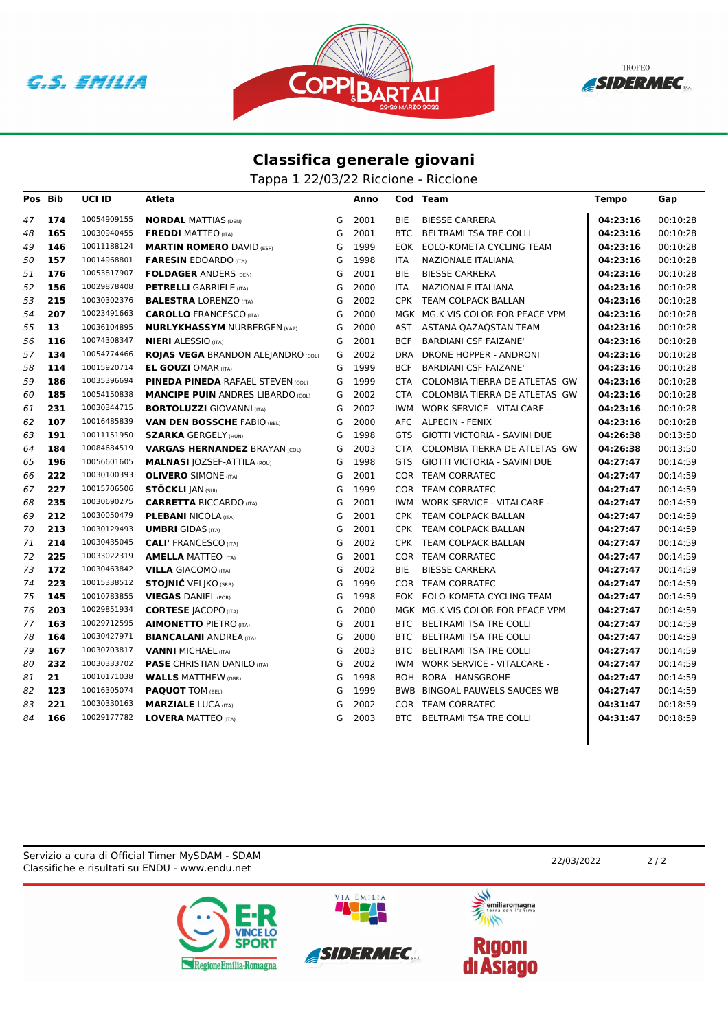## Classifica generale giovani

Tappa 1 22/03/22 Riccione - Riccione

| Pos | Bib | UCI ID | Atleta | | Anno | Cod | Team | Tempo | Gap |
|---|---|---|---|---|---|---|---|---|---|
| 47 | 174 | 10054909155 | **NORDAL** MATTIAS (DEN) | G | 2001 | BIE | BIESSE CARRERA | 04:23:16 | 00:10:28 |
| 48 | 165 | 10030940455 | **FREDDI** MATTEO (ITA) | G | 2001 | BTC | BELTRAMI TSA TRE COLLI | 04:23:16 | 00:10:28 |
| 49 | 146 | 10011188124 | **MARTIN ROMERO** DAVID (ESP) | G | 1999 | EOK | EOLO-KOMETA CYCLING TEAM | 04:23:16 | 00:10:28 |
| 50 | 157 | 10014968801 | **FARESIN** EDOARDO (ITA) | G | 1998 | ITA | NAZIONALE ITALIANA | 04:23:16 | 00:10:28 |
| 51 | 176 | 10053817907 | **FOLDAGER** ANDERS (DEN) | G | 2001 | BIE | BIESSE CARRERA | 04:23:16 | 00:10:28 |
| 52 | 156 | 10029878408 | **PETRELLI** GABRIELE (ITA) | G | 2000 | ITA | NAZIONALE ITALIANA | 04:23:16 | 00:10:28 |
| 53 | 215 | 10030302376 | **BALESTRA** LORENZO (ITA) | G | 2002 | CPK | TEAM COLPACK BALLAN | 04:23:16 | 00:10:28 |
| 54 | 207 | 10023491663 | **CAROLLO** FRANCESCO (ITA) | G | 2000 | MGK | MG.K VIS COLOR FOR PEACE VPM | 04:23:16 | 00:10:28 |
| 55 | 13 | 10036104895 | **NURLYKHASSYM** NURBERGEN (KAZ) | G | 2000 | AST | ASTANA QAZAQSTAN TEAM | 04:23:16 | 00:10:28 |
| 56 | 116 | 10074308347 | **NIERI** ALESSIO (ITA) | G | 2001 | BCF | BARDIANI CSF FAIZANE' | 04:23:16 | 00:10:28 |
| 57 | 134 | 10054774466 | **ROJAS VEGA** BRANDON ALEJANDRO (COL) | G | 2002 | DRA | DRONE HOPPER - ANDRONI | 04:23:16 | 00:10:28 |
| 58 | 114 | 10015920714 | **EL GOUZI** OMAR (ITA) | G | 1999 | BCF | BARDIANI CSF FAIZANE' | 04:23:16 | 00:10:28 |
| 59 | 186 | 10035396694 | **PINEDA PINEDA** RAFAEL STEVEN (COL) | G | 1999 | CTA | COLOMBIA TIERRA DE ATLETAS GW | 04:23:16 | 00:10:28 |
| 60 | 185 | 10054150838 | **MANCIPE PUIN** ANDRES LIBARDO (COL) | G | 2002 | CTA | COLOMBIA TIERRA DE ATLETAS GW | 04:23:16 | 00:10:28 |
| 61 | 231 | 10030344715 | **BORTOLUZZI** GIOVANNI (ITA) | G | 2002 | IWM | WORK SERVICE - VITALCARE - | 04:23:16 | 00:10:28 |
| 62 | 107 | 10016485839 | **VAN DEN BOSSCHE** FABIO (BEL) | G | 2000 | AFC | ALPECIN - FENIX | 04:23:16 | 00:10:28 |
| 63 | 191 | 10011151950 | **SZARKA** GERGELY (HUN) | G | 1998 | GTS | GIOTTI VICTORIA - SAVINI DUE | 04:26:38 | 00:13:50 |
| 64 | 184 | 10084684519 | **VARGAS HERNANDEZ** BRAYAN (COL) | G | 2003 | CTA | COLOMBIA TIERRA DE ATLETAS GW | 04:26:38 | 00:13:50 |
| 65 | 196 | 10056601605 | **MALNASI** JOZSEF-ATTILA (ROU) | G | 1998 | GTS | GIOTTI VICTORIA - SAVINI DUE | 04:27:47 | 00:14:59 |
| 66 | 222 | 10030100393 | **OLIVERO** SIMONE (ITA) | G | 2001 | COR | TEAM CORRATEC | 04:27:47 | 00:14:59 |
| 67 | 227 | 10015706506 | **STÖCKLI** JAN (SUI) | G | 1999 | COR | TEAM CORRATEC | 04:27:47 | 00:14:59 |
| 68 | 235 | 10030690275 | **CARRETTA** RICCARDO (ITA) | G | 2001 | IWM | WORK SERVICE - VITALCARE - | 04:27:47 | 00:14:59 |
| 69 | 212 | 10030050479 | **PLEBANI** NICOLA (ITA) | G | 2001 | CPK | TEAM COLPACK BALLAN | 04:27:47 | 00:14:59 |
| 70 | 213 | 10030129493 | **UMBRI** GIDAS (ITA) | G | 2001 | CPK | TEAM COLPACK BALLAN | 04:27:47 | 00:14:59 |
| 71 | 214 | 10030435045 | **CALI'** FRANCESCO (ITA) | G | 2002 | CPK | TEAM COLPACK BALLAN | 04:27:47 | 00:14:59 |
| 72 | 225 | 10033022319 | **AMELLA** MATTEO (ITA) | G | 2001 | COR | TEAM CORRATEC | 04:27:47 | 00:14:59 |
| 73 | 172 | 10030463842 | **VILLA** GIACOMO (ITA) | G | 2002 | BIE | BIESSE CARRERA | 04:27:47 | 00:14:59 |
| 74 | 223 | 10015338512 | **STOJNIĆ** VELJKO (SRB) | G | 1999 | COR | TEAM CORRATEC | 04:27:47 | 00:14:59 |
| 75 | 145 | 10010783855 | **VIEGAS** DANIEL (POR) | G | 1998 | EOK | EOLO-KOMETA CYCLING TEAM | 04:27:47 | 00:14:59 |
| 76 | 203 | 10029851934 | **CORTESE** JACOPO (ITA) | G | 2000 | MGK | MG.K VIS COLOR FOR PEACE VPM | 04:27:47 | 00:14:59 |
| 77 | 163 | 10029712595 | **AIMONETTO** PIETRO (ITA) | G | 2001 | BTC | BELTRAMI TSA TRE COLLI | 04:27:47 | 00:14:59 |
| 78 | 164 | 10030427971 | **BIANCALANI** ANDREA (ITA) | G | 2000 | BTC | BELTRAMI TSA TRE COLLI | 04:27:47 | 00:14:59 |
| 79 | 167 | 10030703817 | **VANNI** MICHAEL (ITA) | G | 2003 | BTC | BELTRAMI TSA TRE COLLI | 04:27:47 | 00:14:59 |
| 80 | 232 | 10030333702 | **PASE** CHRISTIAN DANILO (ITA) | G | 2002 | IWM | WORK SERVICE - VITALCARE - | 04:27:47 | 00:14:59 |
| 81 | 21 | 10010171038 | **WALLS** MATTHEW (GBR) | G | 1998 | BOH | BORA - HANSGROHE | 04:27:47 | 00:14:59 |
| 82 | 123 | 10016305074 | **PAQUOT** TOM (BEL) | G | 1999 | BWB | BINGOAL PAUWELS SAUCES WB | 04:27:47 | 00:14:59 |
| 83 | 221 | 10030330163 | **MARZIALE** LUCA (ITA) | G | 2002 | COR | TEAM CORRATEC | 04:31:47 | 00:18:59 |
| 84 | 166 | 10029177782 | **LOVERA** MATTEO (ITA) | G | 2003 | BTC | BELTRAMI TSA TRE COLLI | 04:31:47 | 00:18:59 |

Servizio a cura di Official Timer MySDAM - SDAM
Classifiche e risultati su ENDU - www.endu.net

22/03/2022